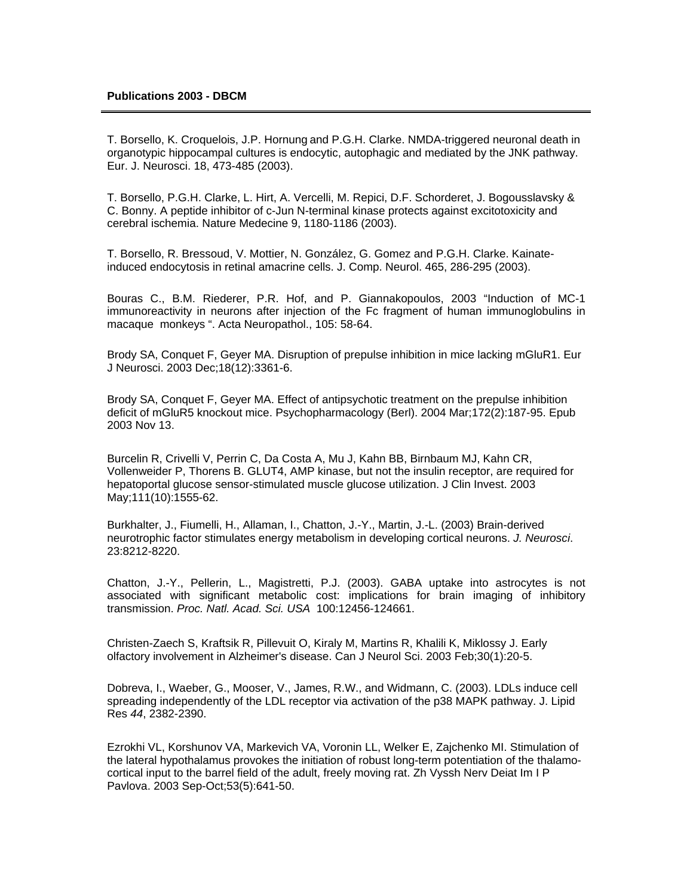**Publications 2003 - DBCM**

---

T. Borsello, K. Croquelois, J.P. Hornung and P.G.H. Clarke. NMDA-triggered neuronal death in organotypic hippocampal cultures is endocytic, autophagic and mediated by the JNK pathway. Eur. J. Neurosci. 18, 473-485 (2003).

T. Borsello, P.G.H. Clarke, L. Hirt, A. Vercelli, M. Repici, D.F. Schorderet, J. Bogousslavsky & C. Bonny. A peptide inhibitor of c-Jun N-terminal kinase protects against excitotoxicity and cerebral ischemia. Nature Medecine 9, 1180-1186 (2003).

T. Borsello, R. Bressoud, V. Mottier, N. González, G. Gomez and P.G.H. Clarke. Kainate-induced endocytosis in retinal amacrine cells. J. Comp. Neurol. 465, 286-295 (2003).

Bouras C., B.M. Riederer, P.R. Hof, and P. Giannakopoulos, 2003 "Induction of MC-1 immunoreactivity in neurons after injection of the Fc fragment of human immunoglobulins in macaque monkeys ". Acta Neuropathol., 105: 58-64.

Brody SA, Conquet F, Geyer MA. Disruption of prepulse inhibition in mice lacking mGluR1. Eur J Neurosci. 2003 Dec;18(12):3361-6.

Brody SA, Conquet F, Geyer MA. Effect of antipsychotic treatment on the prepulse inhibition deficit of mGluR5 knockout mice. Psychopharmacology (Berl). 2004 Mar;172(2):187-95. Epub 2003 Nov 13.

Burcelin R, Crivelli V, Perrin C, Da Costa A, Mu J, Kahn BB, Birnbaum MJ, Kahn CR, Vollenweider P, Thorens B. GLUT4, AMP kinase, but not the insulin receptor, are required for hepatoportal glucose sensor-stimulated muscle glucose utilization. J Clin Invest. 2003 May;111(10):1555-62.

Burkhalter, J., Fiumelli, H., Allaman, I., Chatton, J.-Y., Martin, J.-L. (2003) Brain-derived neurotrophic factor stimulates energy metabolism in developing cortical neurons. *J. Neurosci*. 23:8212-8220.

Chatton, J.-Y., Pellerin, L., Magistretti, P.J. (2003). GABA uptake into astrocytes is not associated with significant metabolic cost: implications for brain imaging of inhibitory transmission. *Proc. Natl. Acad. Sci. USA* 100:12456-124661.

Christen-Zaech S, Kraftsik R, Pillevuit O, Kiraly M, Martins R, Khalili K, Miklossy J. Early olfactory involvement in Alzheimer's disease. Can J Neurol Sci. 2003 Feb;30(1):20-5.

Dobreva, I., Waeber, G., Mooser, V., James, R.W., and Widmann, C. (2003). LDLs induce cell spreading independently of the LDL receptor via activation of the p38 MAPK pathway. J. Lipid Res *44*, 2382-2390.

Ezrokhi VL, Korshunov VA, Markevich VA, Voronin LL, Welker E, Zajchenko MI. Stimulation of the lateral hypothalamus provokes the initiation of robust long-term potentiation of the thalamo-cortical input to the barrel field of the adult, freely moving rat. Zh Vyssh Nerv Deiat Im I P Pavlova. 2003 Sep-Oct;53(5):641-50.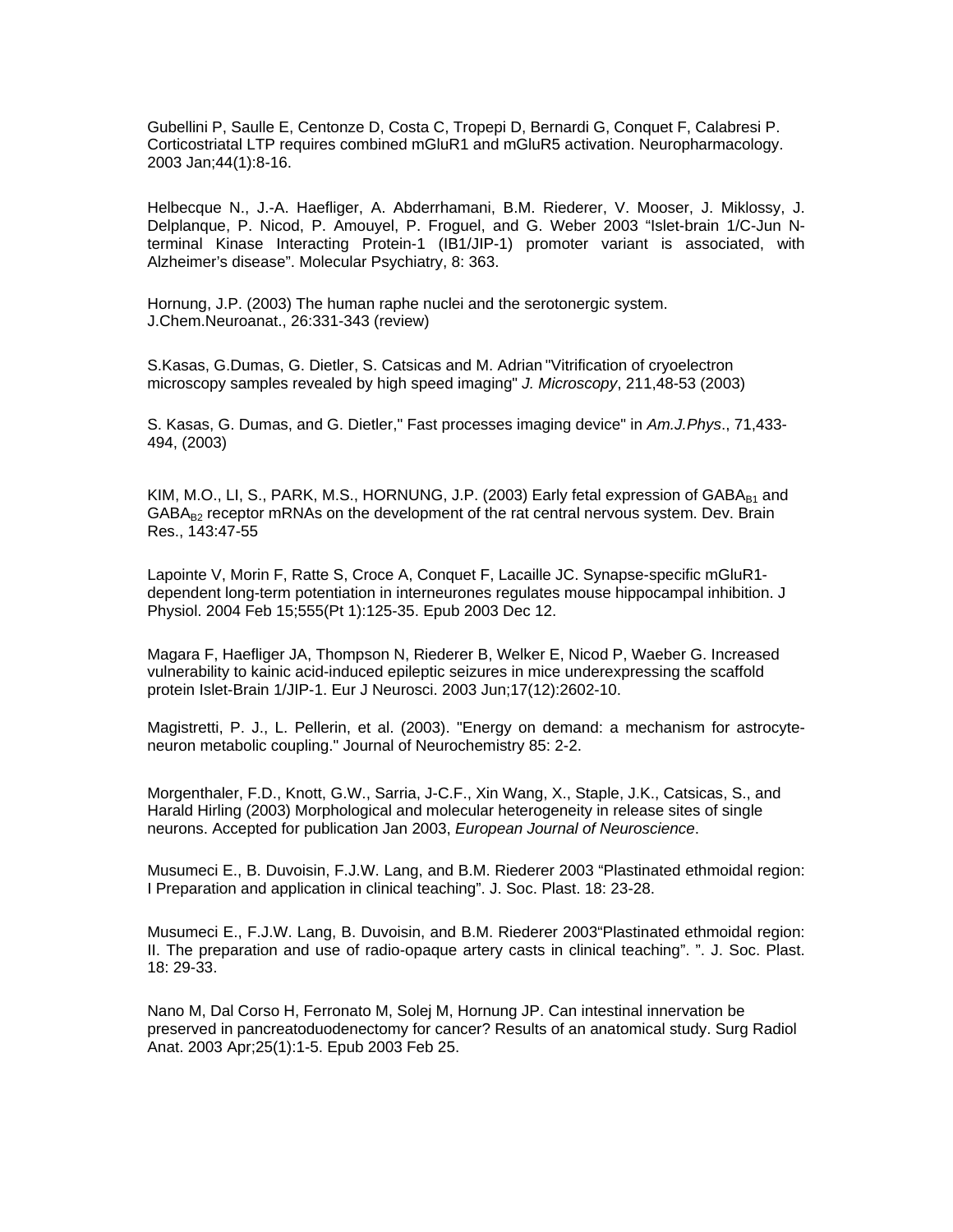Gubellini P, Saulle E, Centonze D, Costa C, Tropepi D, Bernardi G, Conquet F, Calabresi P. Corticostriatal LTP requires combined mGluR1 and mGluR5 activation. Neuropharmacology. 2003 Jan;44(1):8-16.

Helbecque N., J.-A. Haefliger, A. Abderrhamani, B.M. Riederer, V. Mooser, J. Miklossy, J. Delplanque, P. Nicod, P. Amouyel, P. Froguel, and G. Weber 2003 “Islet-brain 1/C-Jun N-terminal Kinase Interacting Protein-1 (IB1/JIP-1) promoter variant is associated, with Alzheimer’s disease”. Molecular Psychiatry, 8: 363.

Hornung, J.P. (2003) The human raphe nuclei and the serotonergic system. J.Chem.Neuroanat., 26:331-343 (review)

S.Kasas, G.Dumas, G. Dietler, S. Catsicas and M. Adrian "Vitrification of cryoelectron microscopy samples revealed by high speed imaging" *J. Microscopy*, 211,48-53 (2003)

S. Kasas, G. Dumas, and G. Dietler," Fast processes imaging device" in *Am.J.Phys*., 71,433-494, (2003)

KIM, M.O., LI, S., PARK, M.S., HORNUNG, J.P. (2003) Early fetal expression of $GABA_{B1}$ and $GABA_{B2}$ receptor mRNAs on the development of the rat central nervous system. Dev. Brain Res., 143:47-55

Lapointe V, Morin F, Ratte S, Croce A, Conquet F, Lacaille JC. Synapse-specific mGluR1-dependent long-term potentiation in interneurones regulates mouse hippocampal inhibition. J Physiol. 2004 Feb 15;555(Pt 1):125-35. Epub 2003 Dec 12.

Magara F, Haefliger JA, Thompson N, Riederer B, Welker E, Nicod P, Waeber G. Increased vulnerability to kainic acid-induced epileptic seizures in mice underexpressing the scaffold protein Islet-Brain 1/JIP-1. Eur J Neurosci. 2003 Jun;17(12):2602-10.

Magistretti, P. J., L. Pellerin, et al. (2003). "Energy on demand: a mechanism for astrocyte-neuron metabolic coupling." Journal of Neurochemistry 85: 2-2.

Morgenthaler, F.D., Knott, G.W., Sarria, J-C.F., Xin Wang, X., Staple, J.K., Catsicas, S., and Harald Hirling (2003) Morphological and molecular heterogeneity in release sites of single neurons. Accepted for publication Jan 2003, *European Journal of Neuroscience*.

Musumeci E., B. Duvoisin, F.J.W. Lang, and B.M. Riederer 2003 “Plastinated ethmoidal region: I Preparation and application in clinical teaching”. J. Soc. Plast. 18: 23-28.

Musumeci E., F.J.W. Lang, B. Duvoisin, and B.M. Riederer 2003“Plastinated ethmoidal region: II. The preparation and use of radio-opaque artery casts in clinical teaching”. ”. J. Soc. Plast. 18: 29-33.

Nano M, Dal Corso H, Ferronato M, Solej M, Hornung JP. Can intestinal innervation be preserved in pancreatoduodenectomy for cancer? Results of an anatomical study. Surg Radiol Anat. 2003 Apr;25(1):1-5. Epub 2003 Feb 25.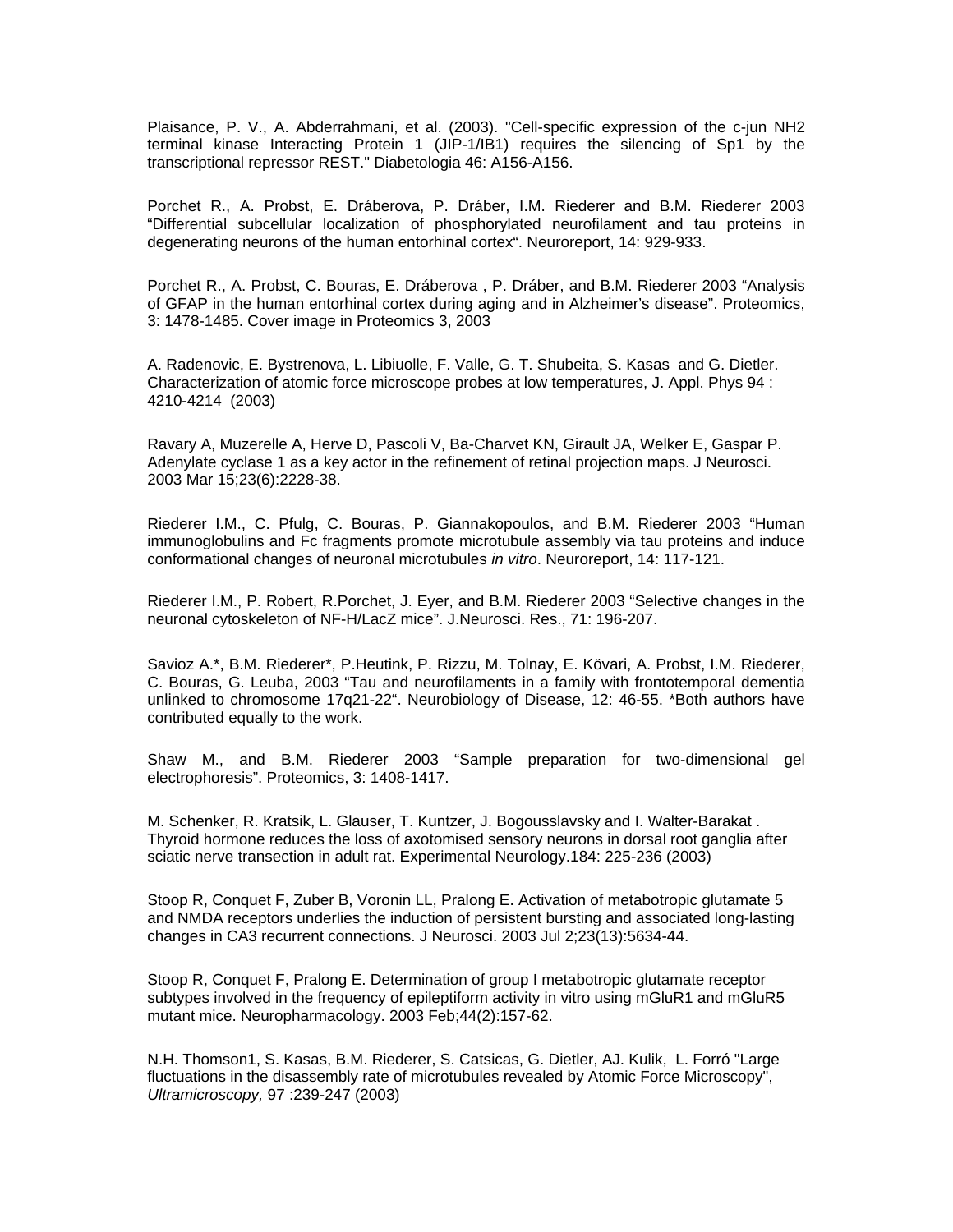Plaisance, P. V., A. Abderrahmani, et al. (2003). "Cell-specific expression of the c-jun NH2 terminal kinase Interacting Protein 1 (JIP-1/IB1) requires the silencing of Sp1 by the transcriptional repressor REST." Diabetologia 46: A156-A156.

Porchet R., A. Probst, E. Dráberova, P. Dráber, I.M. Riederer and B.M. Riederer 2003 "Differential subcellular localization of phosphorylated neurofilament and tau proteins in degenerating neurons of the human entorhinal cortex". Neuroreport, 14: 929-933.

Porchet R., A. Probst, C. Bouras, E. Dráberova , P. Dráber, and B.M. Riederer 2003 "Analysis of GFAP in the human entorhinal cortex during aging and in Alzheimer's disease". Proteomics, 3: 1478-1485. Cover image in Proteomics 3, 2003

A. Radenovic, E. Bystrenova, L. Libiuolle, F. Valle, G. T. Shubeita, S. Kasas and G. Dietler. Characterization of atomic force microscope probes at low temperatures, J. Appl. Phys 94 : 4210-4214 (2003)

Ravary A, Muzerelle A, Herve D, Pascoli V, Ba-Charvet KN, Girault JA, Welker E, Gaspar P. Adenylate cyclase 1 as a key actor in the refinement of retinal projection maps. J Neurosci. 2003 Mar 15;23(6):2228-38.

Riederer I.M., C. Pfulg, C. Bouras, P. Giannakopoulos, and B.M. Riederer 2003 "Human immunoglobulins and Fc fragments promote microtubule assembly via tau proteins and induce conformational changes of neuronal microtubules *in vitro*. Neuroreport, 14: 117-121.

Riederer I.M., P. Robert, R.Porchet, J. Eyer, and B.M. Riederer 2003 "Selective changes in the neuronal cytoskeleton of NF-H/LacZ mice". J.Neurosci. Res., 71: 196-207.

Savioz A.*, B.M. Riederer*, P.Heutink, P. Rizzu, M. Tolnay, E. Kövari, A. Probst, I.M. Riederer, C. Bouras, G. Leuba, 2003 "Tau and neurofilaments in a family with frontotemporal dementia unlinked to chromosome 17q21-22". Neurobiology of Disease, 12: 46-55. *Both authors have contributed equally to the work.

Shaw M., and B.M. Riederer 2003 "Sample preparation for two-dimensional gel electrophoresis". Proteomics, 3: 1408-1417.

M. Schenker, R. Kratsik, L. Glauser, T. Kuntzer, J. Bogousslavsky and I. Walter-Barakat . Thyroid hormone reduces the loss of axotomised sensory neurons in dorsal root ganglia after sciatic nerve transection in adult rat. Experimental Neurology.184: 225-236 (2003)

Stoop R, Conquet F, Zuber B, Voronin LL, Pralong E. Activation of metabotropic glutamate 5 and NMDA receptors underlies the induction of persistent bursting and associated long-lasting changes in CA3 recurrent connections. J Neurosci. 2003 Jul 2;23(13):5634-44.

Stoop R, Conquet F, Pralong E. Determination of group I metabotropic glutamate receptor subtypes involved in the frequency of epileptiform activity in vitro using mGluR1 and mGluR5 mutant mice. Neuropharmacology. 2003 Feb;44(2):157-62.

N.H. Thomson1, S. Kasas, B.M. Riederer, S. Catsicas, G. Dietler, AJ. Kulik, L. Forró "Large fluctuations in the disassembly rate of microtubules revealed by Atomic Force Microscopy", *Ultramicroscopy,* 97 :239-247 (2003)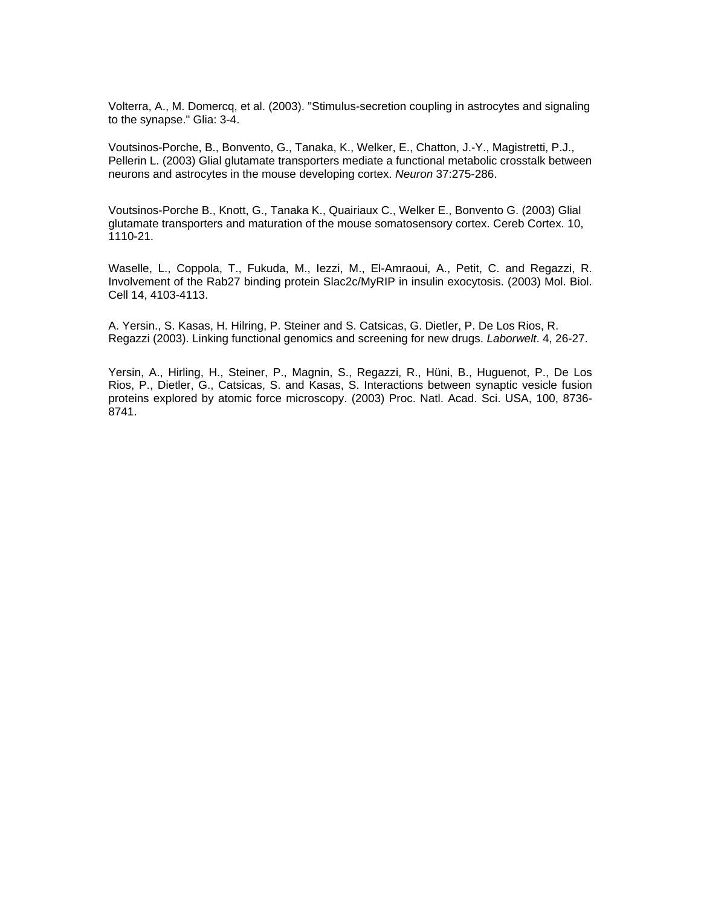Volterra, A., M. Domercq, et al. (2003). "Stimulus-secretion coupling in astrocytes and signaling to the synapse." Glia: 3-4.

Voutsinos-Porche, B., Bonvento, G., Tanaka, K., Welker, E., Chatton, J.-Y., Magistretti, P.J., Pellerin L. (2003) Glial glutamate transporters mediate a functional metabolic crosstalk between neurons and astrocytes in the mouse developing cortex. *Neuron* 37:275-286.

Voutsinos-Porche B., Knott, G., Tanaka K., Quairiaux C., Welker E., Bonvento G. (2003) Glial glutamate transporters and maturation of the mouse somatosensory cortex. Cereb Cortex. 10, 1110-21.

Waselle, L., Coppola, T., Fukuda, M., Iezzi, M., El-Amraoui, A., Petit, C. and Regazzi, R. Involvement of the Rab27 binding protein Slac2c/MyRIP in insulin exocytosis. (2003) Mol. Biol. Cell 14, 4103-4113.

A. Yersin., S. Kasas, H. Hilring, P. Steiner and S. Catsicas, G. Dietler, P. De Los Rios, R. Regazzi (2003). Linking functional genomics and screening for new drugs. *Laborwelt*. 4, 26-27.

Yersin, A., Hirling, H., Steiner, P., Magnin, S., Regazzi, R., Hüni, B., Huguenot, P., De Los Rios, P., Dietler, G., Catsicas, S. and Kasas, S. Interactions between synaptic vesicle fusion proteins explored by atomic force microscopy. (2003) Proc. Natl. Acad. Sci. USA, 100, 8736-8741.